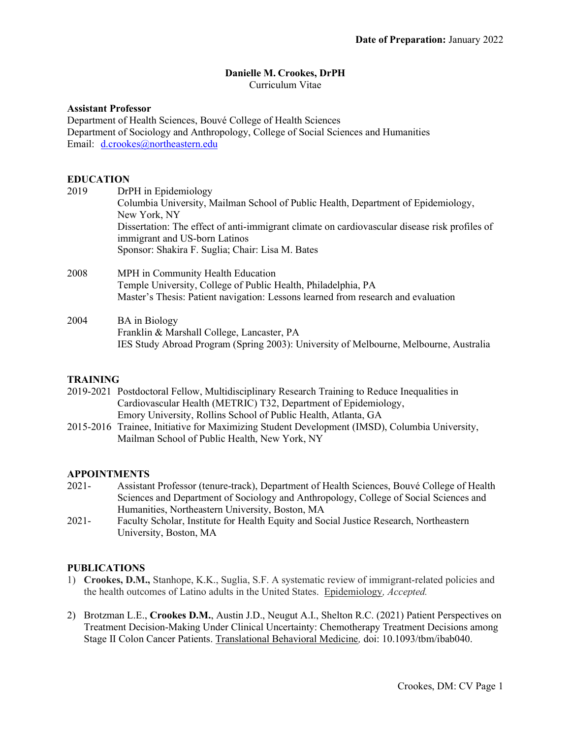**Date of Preparation:** January 2022

# Danielle M. Crookes, DrPH

Curriculum Vitae

**Assistant Professor**
Department of Health Sciences, Bouvé College of Health Sciences
Department of Sociology and Anthropology, College of Social Sciences and Humanities
Email: d.crookes@northeastern.edu

## EDUCATION

2019 DrPH in Epidemiology
Columbia University, Mailman School of Public Health, Department of Epidemiology, New York, NY
Dissertation: The effect of anti-immigrant climate on cardiovascular disease risk profiles of immigrant and US-born Latinos
Sponsor: Shakira F. Suglia; Chair: Lisa M. Bates

2008 MPH in Community Health Education
Temple University, College of Public Health, Philadelphia, PA
Master's Thesis: Patient navigation: Lessons learned from research and evaluation

2004 BA in Biology
Franklin & Marshall College, Lancaster, PA
IES Study Abroad Program (Spring 2003): University of Melbourne, Melbourne, Australia

## TRAINING

2019-2021 Postdoctoral Fellow, Multidisciplinary Research Training to Reduce Inequalities in Cardiovascular Health (METRIC) T32, Department of Epidemiology, Emory University, Rollins School of Public Health, Atlanta, GA

2015-2016 Trainee, Initiative for Maximizing Student Development (IMSD), Columbia University, Mailman School of Public Health, New York, NY

## APPOINTMENTS

2021- Assistant Professor (tenure-track), Department of Health Sciences, Bouvé College of Health Sciences and Department of Sociology and Anthropology, College of Social Sciences and Humanities, Northeastern University, Boston, MA

2021- Faculty Scholar, Institute for Health Equity and Social Justice Research, Northeastern University, Boston, MA

## PUBLICATIONS

1) **Crookes, D.M.,** Stanhope, K.K., Suglia, S.F. A systematic review of immigrant-related policies and the health outcomes of Latino adults in the United States. Epidemiology, *Accepted.*

2) Brotzman L.E., **Crookes D.M.**, Austin J.D., Neugut A.I., Shelton R.C. (2021) Patient Perspectives on Treatment Decision-Making Under Clinical Uncertainty: Chemotherapy Treatment Decisions among Stage II Colon Cancer Patients. Translational Behavioral Medicine, doi: 10.1093/tbm/ibab040.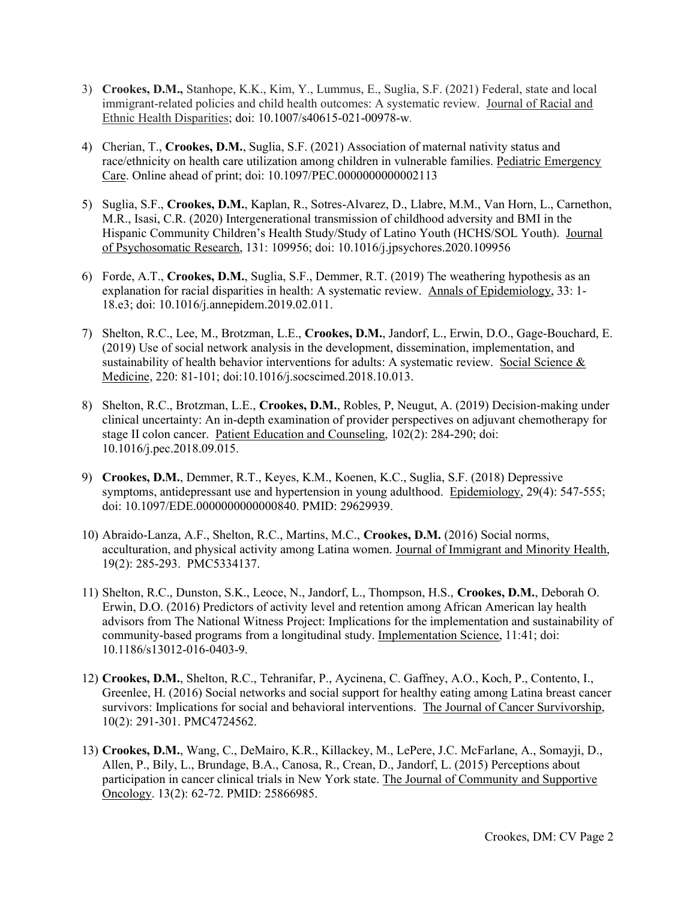3) **Crookes, D.M.,** Stanhope, K.K., Kim, Y., Lummus, E., Suglia, S.F. (2021) Federal, state and local immigrant-related policies and child health outcomes: A systematic review. Journal of Racial and Ethnic Health Disparities; doi: 10.1007/s40615-021-00978-w.

4) Cherian, T., **Crookes, D.M.**, Suglia, S.F. (2021) Association of maternal nativity status and race/ethnicity on health care utilization among children in vulnerable families. Pediatric Emergency Care. Online ahead of print; doi: 10.1097/PEC.0000000000002113

5) Suglia, S.F., **Crookes, D.M.**, Kaplan, R., Sotres-Alvarez, D., Llabre, M.M., Van Horn, L., Carnethon, M.R., Isasi, C.R. (2020) Intergenerational transmission of childhood adversity and BMI in the Hispanic Community Children's Health Study/Study of Latino Youth (HCHS/SOL Youth). Journal of Psychosomatic Research, 131: 109956; doi: 10.1016/j.jpsychores.2020.109956

6) Forde, A.T., **Crookes, D.M.**, Suglia, S.F., Demmer, R.T. (2019) The weathering hypothesis as an explanation for racial disparities in health: A systematic review. Annals of Epidemiology, 33: 1-18.e3; doi: 10.1016/j.annepidem.2019.02.011.

7) Shelton, R.C., Lee, M., Brotzman, L.E., **Crookes, D.M.**, Jandorf, L., Erwin, D.O., Gage-Bouchard, E. (2019) Use of social network analysis in the development, dissemination, implementation, and sustainability of health behavior interventions for adults: A systematic review. Social Science & Medicine, 220: 81-101; doi:10.1016/j.socscimed.2018.10.013.

8) Shelton, R.C., Brotzman, L.E., **Crookes, D.M.**, Robles, P, Neugut, A. (2019) Decision-making under clinical uncertainty: An in-depth examination of provider perspectives on adjuvant chemotherapy for stage II colon cancer. Patient Education and Counseling, 102(2): 284-290; doi: 10.1016/j.pec.2018.09.015.

9) **Crookes, D.M.**, Demmer, R.T., Keyes, K.M., Koenen, K.C., Suglia, S.F. (2018) Depressive symptoms, antidepressant use and hypertension in young adulthood. Epidemiology, 29(4): 547-555; doi: 10.1097/EDE.0000000000000840. PMID: 29629939.

10) Abraido-Lanza, A.F., Shelton, R.C., Martins, M.C., **Crookes, D.M.** (2016) Social norms, acculturation, and physical activity among Latina women. Journal of Immigrant and Minority Health, 19(2): 285-293. PMC5334137.

11) Shelton, R.C., Dunston, S.K., Leoce, N., Jandorf, L., Thompson, H.S., **Crookes, D.M.**, Deborah O. Erwin, D.O. (2016) Predictors of activity level and retention among African American lay health advisors from The National Witness Project: Implications for the implementation and sustainability of community-based programs from a longitudinal study. Implementation Science, 11:41; doi: 10.1186/s13012-016-0403-9.

12) **Crookes, D.M.**, Shelton, R.C., Tehranifar, P., Aycinena, C. Gaffney, A.O., Koch, P., Contento, I., Greenlee, H. (2016) Social networks and social support for healthy eating among Latina breast cancer survivors: Implications for social and behavioral interventions. The Journal of Cancer Survivorship, 10(2): 291-301. PMC4724562.

13) **Crookes, D.M.**, Wang, C., DeMairo, K.R., Killackey, M., LePere, J.C. McFarlane, A., Somayji, D., Allen, P., Bily, L., Brundage, B.A., Canosa, R., Crean, D., Jandorf, L. (2015) Perceptions about participation in cancer clinical trials in New York state. The Journal of Community and Supportive Oncology. 13(2): 62-72. PMID: 25866985.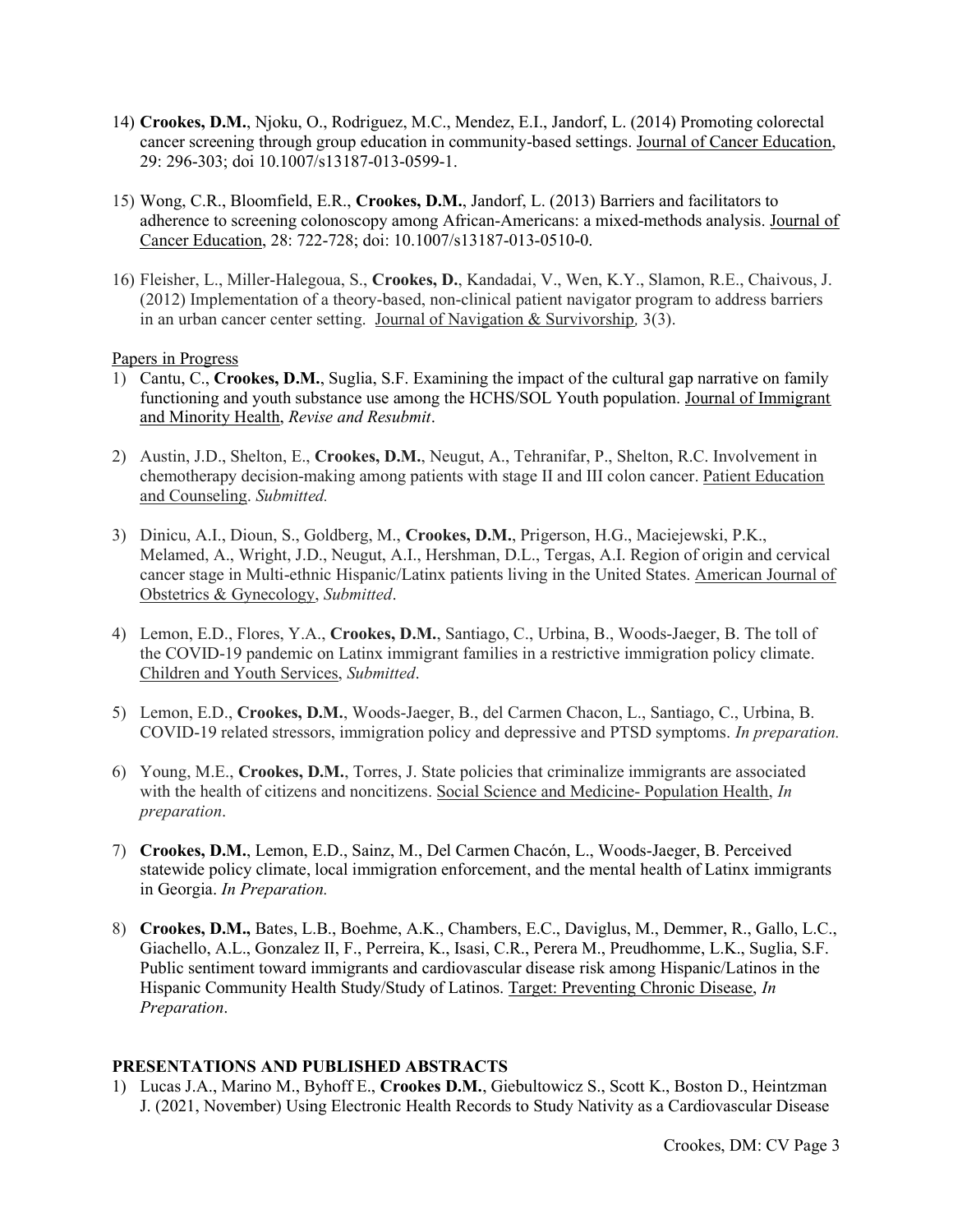14) **Crookes, D.M.**, Njoku, O., Rodriguez, M.C., Mendez, E.I., Jandorf, L. (2014) Promoting colorectal cancer screening through group education in community-based settings. Journal of Cancer Education, 29: 296-303; doi 10.1007/s13187-013-0599-1.

15) Wong, C.R., Bloomfield, E.R., **Crookes, D.M.**, Jandorf, L. (2013) Barriers and facilitators to adherence to screening colonoscopy among African-Americans: a mixed-methods analysis. Journal of Cancer Education, 28: 722-728; doi: 10.1007/s13187-013-0510-0.

16) Fleisher, L., Miller-Halegoua, S., **Crookes, D.**, Kandadai, V., Wen, K.Y., Slamon, R.E., Chaivous, J. (2012) Implementation of a theory-based, non-clinical patient navigator program to address barriers in an urban cancer center setting. Journal of Navigation & Survivorship*,* 3(3).

Papers in Progress

1) Cantu, C., **Crookes, D.M.**, Suglia, S.F. Examining the impact of the cultural gap narrative on family functioning and youth substance use among the HCHS/SOL Youth population. Journal of Immigrant and Minority Health, *Revise and Resubmit*.

2) Austin, J.D., Shelton, E., **Crookes, D.M.**, Neugut, A., Tehranifar, P., Shelton, R.C. Involvement in chemotherapy decision-making among patients with stage II and III colon cancer. Patient Education and Counseling. *Submitted.*

3) Dinicu, A.I., Dioun, S., Goldberg, M., **Crookes, D.M.**, Prigerson, H.G., Maciejewski, P.K., Melamed, A., Wright, J.D., Neugut, A.I., Hershman, D.L., Tergas, A.I. Region of origin and cervical cancer stage in Multi-ethnic Hispanic/Latinx patients living in the United States. American Journal of Obstetrics & Gynecology, *Submitted*.

4) Lemon, E.D., Flores, Y.A., **Crookes, D.M.**, Santiago, C., Urbina, B., Woods-Jaeger, B. The toll of the COVID-19 pandemic on Latinx immigrant families in a restrictive immigration policy climate. Children and Youth Services, *Submitted*.

5) Lemon, E.D., **Crookes, D.M.**, Woods-Jaeger, B., del Carmen Chacon, L., Santiago, C., Urbina, B. COVID-19 related stressors, immigration policy and depressive and PTSD symptoms. *In preparation.*

6) Young, M.E., **Crookes, D.M.**, Torres, J. State policies that criminalize immigrants are associated with the health of citizens and noncitizens. Social Science and Medicine- Population Health, *In preparation*.

7) **Crookes, D.M.**, Lemon, E.D., Sainz, M., Del Carmen Chacón, L., Woods-Jaeger, B. Perceived statewide policy climate, local immigration enforcement, and the mental health of Latinx immigrants in Georgia. *In Preparation.*

8) **Crookes, D.M.,** Bates, L.B., Boehme, A.K., Chambers, E.C., Daviglus, M., Demmer, R., Gallo, L.C., Giachello, A.L., Gonzalez II, F., Perreira, K., Isasi, C.R., Perera M., Preudhomme, L.K., Suglia, S.F. Public sentiment toward immigrants and cardiovascular disease risk among Hispanic/Latinos in the Hispanic Community Health Study/Study of Latinos. Target: Preventing Chronic Disease, *In Preparation*.

## PRESENTATIONS AND PUBLISHED ABSTRACTS

1) Lucas J.A., Marino M., Byhoff E., **Crookes D.M.**, Giebultowicz S., Scott K., Boston D., Heintzman J. (2021, November) Using Electronic Health Records to Study Nativity as a Cardiovascular Disease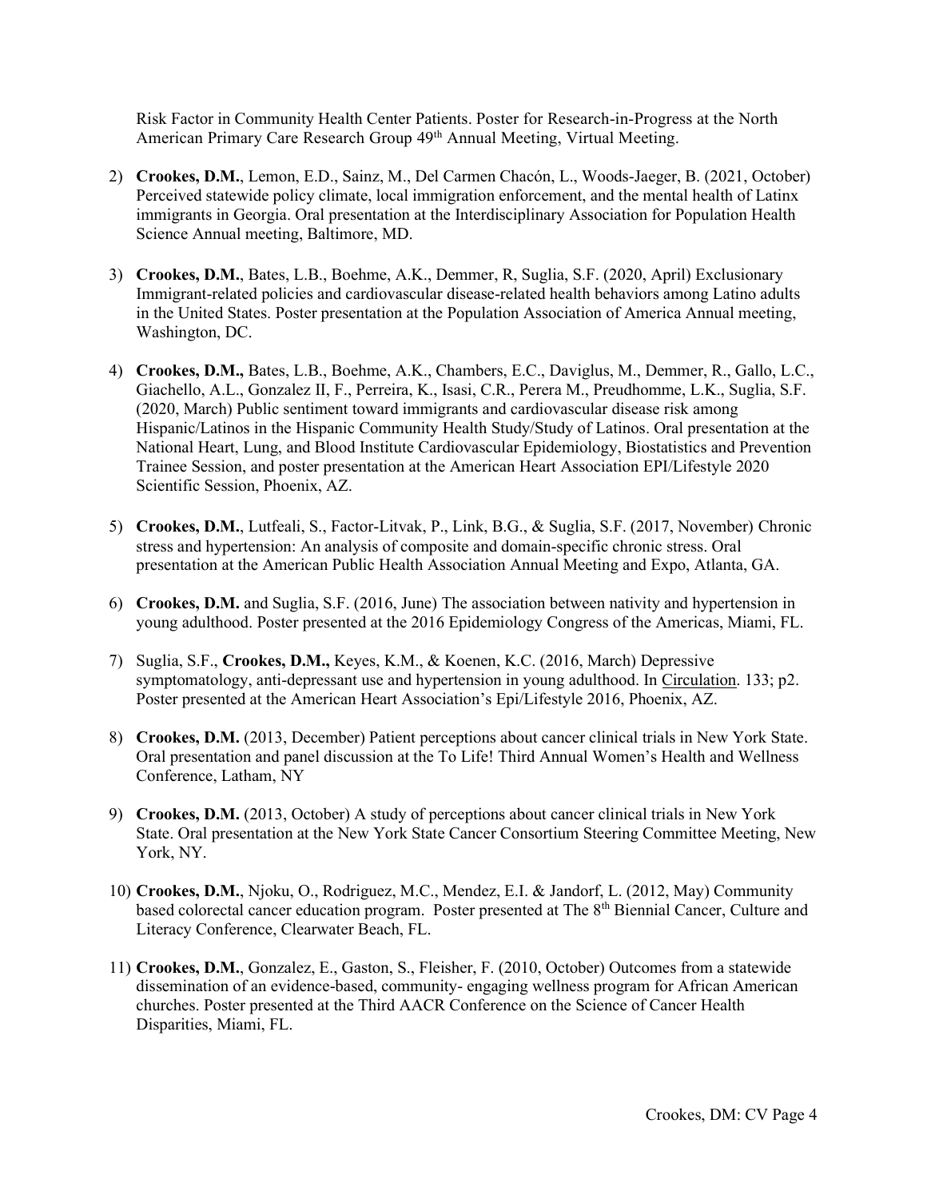Risk Factor in Community Health Center Patients. Poster for Research-in-Progress at the North American Primary Care Research Group 49th Annual Meeting, Virtual Meeting.

2) **Crookes, D.M.**, Lemon, E.D., Sainz, M., Del Carmen Chacón, L., Woods-Jaeger, B. (2021, October) Perceived statewide policy climate, local immigration enforcement, and the mental health of Latinx immigrants in Georgia. Oral presentation at the Interdisciplinary Association for Population Health Science Annual meeting, Baltimore, MD.

3) **Crookes, D.M.**, Bates, L.B., Boehme, A.K., Demmer, R, Suglia, S.F. (2020, April) Exclusionary Immigrant-related policies and cardiovascular disease-related health behaviors among Latino adults in the United States. Poster presentation at the Population Association of America Annual meeting, Washington, DC.

4) **Crookes, D.M.,** Bates, L.B., Boehme, A.K., Chambers, E.C., Daviglus, M., Demmer, R., Gallo, L.C., Giachello, A.L., Gonzalez II, F., Perreira, K., Isasi, C.R., Perera M., Preudhomme, L.K., Suglia, S.F. (2020, March) Public sentiment toward immigrants and cardiovascular disease risk among Hispanic/Latinos in the Hispanic Community Health Study/Study of Latinos. Oral presentation at the National Heart, Lung, and Blood Institute Cardiovascular Epidemiology, Biostatistics and Prevention Trainee Session, and poster presentation at the American Heart Association EPI/Lifestyle 2020 Scientific Session, Phoenix, AZ.

5) **Crookes, D.M.**, Lutfeali, S., Factor-Litvak, P., Link, B.G., & Suglia, S.F. (2017, November) Chronic stress and hypertension: An analysis of composite and domain-specific chronic stress. Oral presentation at the American Public Health Association Annual Meeting and Expo, Atlanta, GA.

6) **Crookes, D.M.** and Suglia, S.F. (2016, June) The association between nativity and hypertension in young adulthood. Poster presented at the 2016 Epidemiology Congress of the Americas, Miami, FL.

7) Suglia, S.F., **Crookes, D.M.,** Keyes, K.M., & Koenen, K.C. (2016, March) Depressive symptomatology, anti-depressant use and hypertension in young adulthood. In Circulation. 133; p2. Poster presented at the American Heart Association's Epi/Lifestyle 2016, Phoenix, AZ.

8) **Crookes, D.M.** (2013, December) Patient perceptions about cancer clinical trials in New York State. Oral presentation and panel discussion at the To Life! Third Annual Women's Health and Wellness Conference, Latham, NY

9) **Crookes, D.M.** (2013, October) A study of perceptions about cancer clinical trials in New York State. Oral presentation at the New York State Cancer Consortium Steering Committee Meeting, New York, NY.

10) **Crookes, D.M.**, Njoku, O., Rodriguez, M.C., Mendez, E.I. & Jandorf, L. (2012, May) Community based colorectal cancer education program. Poster presented at The 8th Biennial Cancer, Culture and Literacy Conference, Clearwater Beach, FL.

11) **Crookes, D.M.**, Gonzalez, E., Gaston, S., Fleisher, F. (2010, October) Outcomes from a statewide dissemination of an evidence-based, community- engaging wellness program for African American churches. Poster presented at the Third AACR Conference on the Science of Cancer Health Disparities, Miami, FL.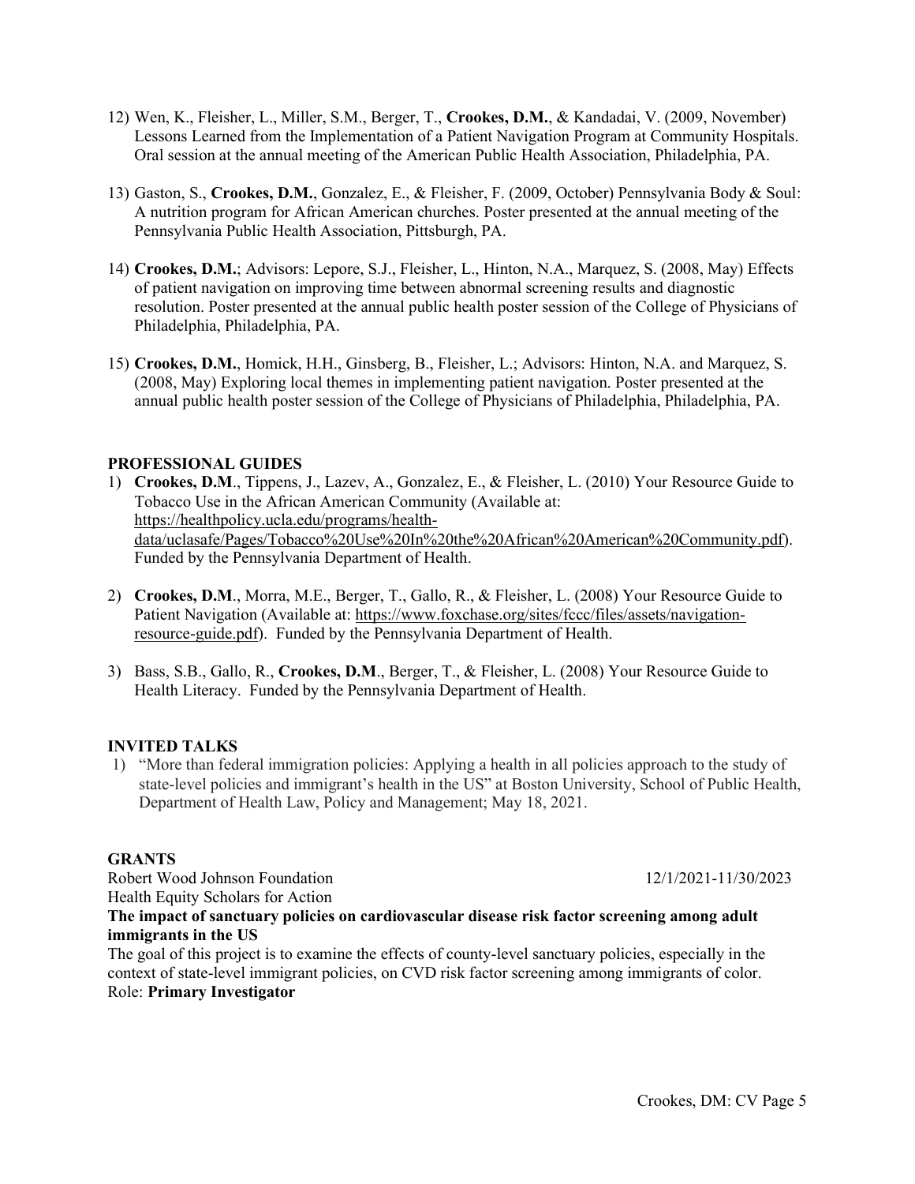12) Wen, K., Fleisher, L., Miller, S.M., Berger, T., **Crookes, D.M.**, & Kandadai, V. (2009, November) Lessons Learned from the Implementation of a Patient Navigation Program at Community Hospitals. Oral session at the annual meeting of the American Public Health Association, Philadelphia, PA.

13) Gaston, S., **Crookes, D.M.**, Gonzalez, E., & Fleisher, F. (2009, October) Pennsylvania Body & Soul: A nutrition program for African American churches. Poster presented at the annual meeting of the Pennsylvania Public Health Association, Pittsburgh, PA.

14) **Crookes, D.M.**; Advisors: Lepore, S.J., Fleisher, L., Hinton, N.A., Marquez, S. (2008, May) Effects of patient navigation on improving time between abnormal screening results and diagnostic resolution. Poster presented at the annual public health poster session of the College of Physicians of Philadelphia, Philadelphia, PA.

15) **Crookes, D.M.**, Homick, H.H., Ginsberg, B., Fleisher, L.; Advisors: Hinton, N.A. and Marquez, S. (2008, May) Exploring local themes in implementing patient navigation. Poster presented at the annual public health poster session of the College of Physicians of Philadelphia, Philadelphia, PA.

## PROFESSIONAL GUIDES

1) **Crookes, D.M**., Tippens, J., Lazev, A., Gonzalez, E., & Fleisher, L. (2010) Your Resource Guide to Tobacco Use in the African American Community (Available at: https://healthpolicy.ucla.edu/programs/health-data/uclasafe/Pages/Tobacco%20Use%20In%20the%20African%20American%20Community.pdf). Funded by the Pennsylvania Department of Health.

2) **Crookes, D.M**., Morra, M.E., Berger, T., Gallo, R., & Fleisher, L. (2008) Your Resource Guide to Patient Navigation (Available at: https://www.foxchase.org/sites/fccc/files/assets/navigation-resource-guide.pdf). Funded by the Pennsylvania Department of Health.

3) Bass, S.B., Gallo, R., **Crookes, D.M**., Berger, T., & Fleisher, L. (2008) Your Resource Guide to Health Literacy. Funded by the Pennsylvania Department of Health.

## INVITED TALKS

1) "More than federal immigration policies: Applying a health in all policies approach to the study of state-level policies and immigrant's health in the US" at Boston University, School of Public Health, Department of Health Law, Policy and Management; May 18, 2021.

## GRANTS

Robert Wood Johnson Foundation 12/1/2021-11/30/2023
Health Equity Scholars for Action

**The impact of sanctuary policies on cardiovascular disease risk factor screening among adult immigrants in the US**

The goal of this project is to examine the effects of county-level sanctuary policies, especially in the context of state-level immigrant policies, on CVD risk factor screening among immigrants of color.
Role: **Primary Investigator**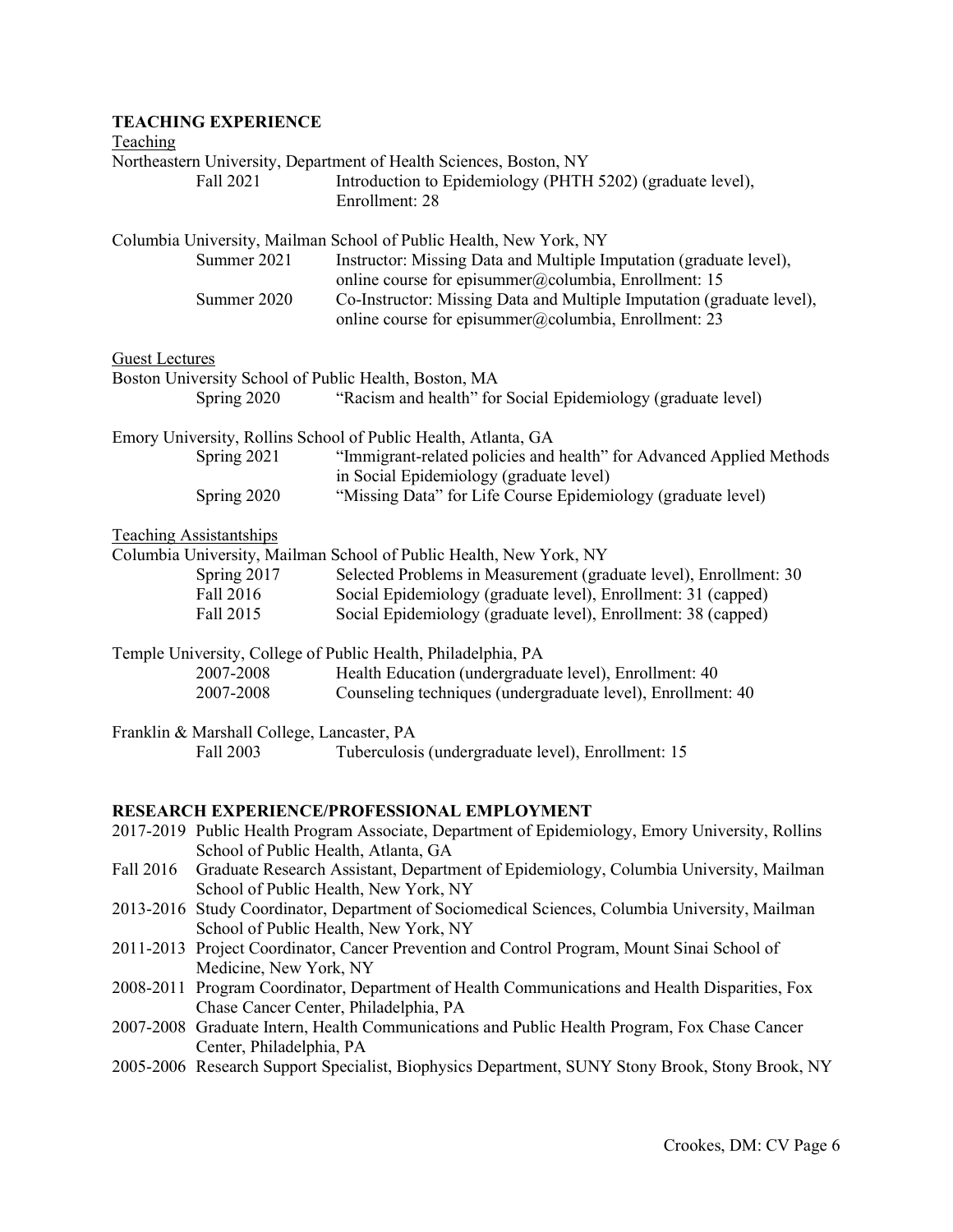## TEACHING EXPERIENCE

Teaching

Northeastern University, Department of Health Sciences, Boston, NY

- Fall 2021 — Introduction to Epidemiology (PHTH 5202) (graduate level), Enrollment: 28

Columbia University, Mailman School of Public Health, New York, NY

- Summer 2021 — Instructor: Missing Data and Multiple Imputation (graduate level), online course for episummer@columbia, Enrollment: 15
- Summer 2020 — Co-Instructor: Missing Data and Multiple Imputation (graduate level), online course for episummer@columbia, Enrollment: 23

Guest Lectures

Boston University School of Public Health, Boston, MA

- Spring 2020 — "Racism and health" for Social Epidemiology (graduate level)

Emory University, Rollins School of Public Health, Atlanta, GA

- Spring 2021 — "Immigrant-related policies and health" for Advanced Applied Methods in Social Epidemiology (graduate level)
- Spring 2020 — "Missing Data" for Life Course Epidemiology (graduate level)

Teaching Assistantships

Columbia University, Mailman School of Public Health, New York, NY

- Spring 2017 — Selected Problems in Measurement (graduate level), Enrollment: 30
- Fall 2016 — Social Epidemiology (graduate level), Enrollment: 31 (capped)
- Fall 2015 — Social Epidemiology (graduate level), Enrollment: 38 (capped)

Temple University, College of Public Health, Philadelphia, PA

- 2007-2008 — Health Education (undergraduate level), Enrollment: 40
- 2007-2008 — Counseling techniques (undergraduate level), Enrollment: 40

Franklin & Marshall College, Lancaster, PA

- Fall 2003 — Tuberculosis (undergraduate level), Enrollment: 15

## RESEARCH EXPERIENCE/PROFESSIONAL EMPLOYMENT

- 2017-2019 Public Health Program Associate, Department of Epidemiology, Emory University, Rollins School of Public Health, Atlanta, GA
- Fall 2016 Graduate Research Assistant, Department of Epidemiology, Columbia University, Mailman School of Public Health, New York, NY
- 2013-2016 Study Coordinator, Department of Sociomedical Sciences, Columbia University, Mailman School of Public Health, New York, NY
- 2011-2013 Project Coordinator, Cancer Prevention and Control Program, Mount Sinai School of Medicine, New York, NY
- 2008-2011 Program Coordinator, Department of Health Communications and Health Disparities, Fox Chase Cancer Center, Philadelphia, PA
- 2007-2008 Graduate Intern, Health Communications and Public Health Program, Fox Chase Cancer Center, Philadelphia, PA
- 2005-2006 Research Support Specialist, Biophysics Department, SUNY Stony Brook, Stony Brook, NY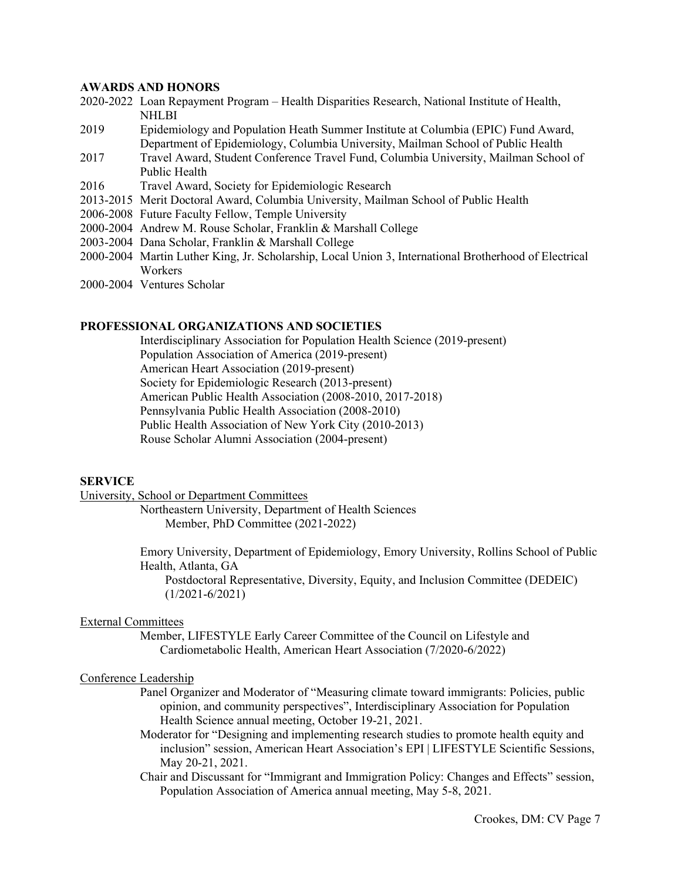## AWARDS AND HONORS

- 2020-2022 Loan Repayment Program – Health Disparities Research, National Institute of Health, NHLBI
- 2019 Epidemiology and Population Heath Summer Institute at Columbia (EPIC) Fund Award, Department of Epidemiology, Columbia University, Mailman School of Public Health
- 2017 Travel Award, Student Conference Travel Fund, Columbia University, Mailman School of Public Health
- 2016 Travel Award, Society for Epidemiologic Research
- 2013-2015 Merit Doctoral Award, Columbia University, Mailman School of Public Health
- 2006-2008 Future Faculty Fellow, Temple University
- 2000-2004 Andrew M. Rouse Scholar, Franklin & Marshall College
- 2003-2004 Dana Scholar, Franklin & Marshall College
- 2000-2004 Martin Luther King, Jr. Scholarship, Local Union 3, International Brotherhood of Electrical Workers
- 2000-2004 Ventures Scholar

## PROFESSIONAL ORGANIZATIONS AND SOCIETIES

Interdisciplinary Association for Population Health Science (2019-present)
Population Association of America (2019-present)
American Heart Association (2019-present)
Society for Epidemiologic Research (2013-present)
American Public Health Association (2008-2010, 2017-2018)
Pennsylvania Public Health Association (2008-2010)
Public Health Association of New York City (2010-2013)
Rouse Scholar Alumni Association (2004-present)

## SERVICE

<u>University, School or Department Committees</u>

Northeastern University, Department of Health Sciences
Member, PhD Committee (2021-2022)

Emory University, Department of Epidemiology, Emory University, Rollins School of Public Health, Atlanta, GA
Postdoctoral Representative, Diversity, Equity, and Inclusion Committee (DEDEIC) (1/2021-6/2021)

<u>External Committees</u>

Member, LIFESTYLE Early Career Committee of the Council on Lifestyle and Cardiometabolic Health, American Heart Association (7/2020-6/2022)

<u>Conference Leadership</u>

Panel Organizer and Moderator of "Measuring climate toward immigrants: Policies, public opinion, and community perspectives", Interdisciplinary Association for Population Health Science annual meeting, October 19-21, 2021.

Moderator for "Designing and implementing research studies to promote health equity and inclusion" session, American Heart Association's EPI | LIFESTYLE Scientific Sessions, May 20-21, 2021.

Chair and Discussant for "Immigrant and Immigration Policy: Changes and Effects" session, Population Association of America annual meeting, May 5-8, 2021.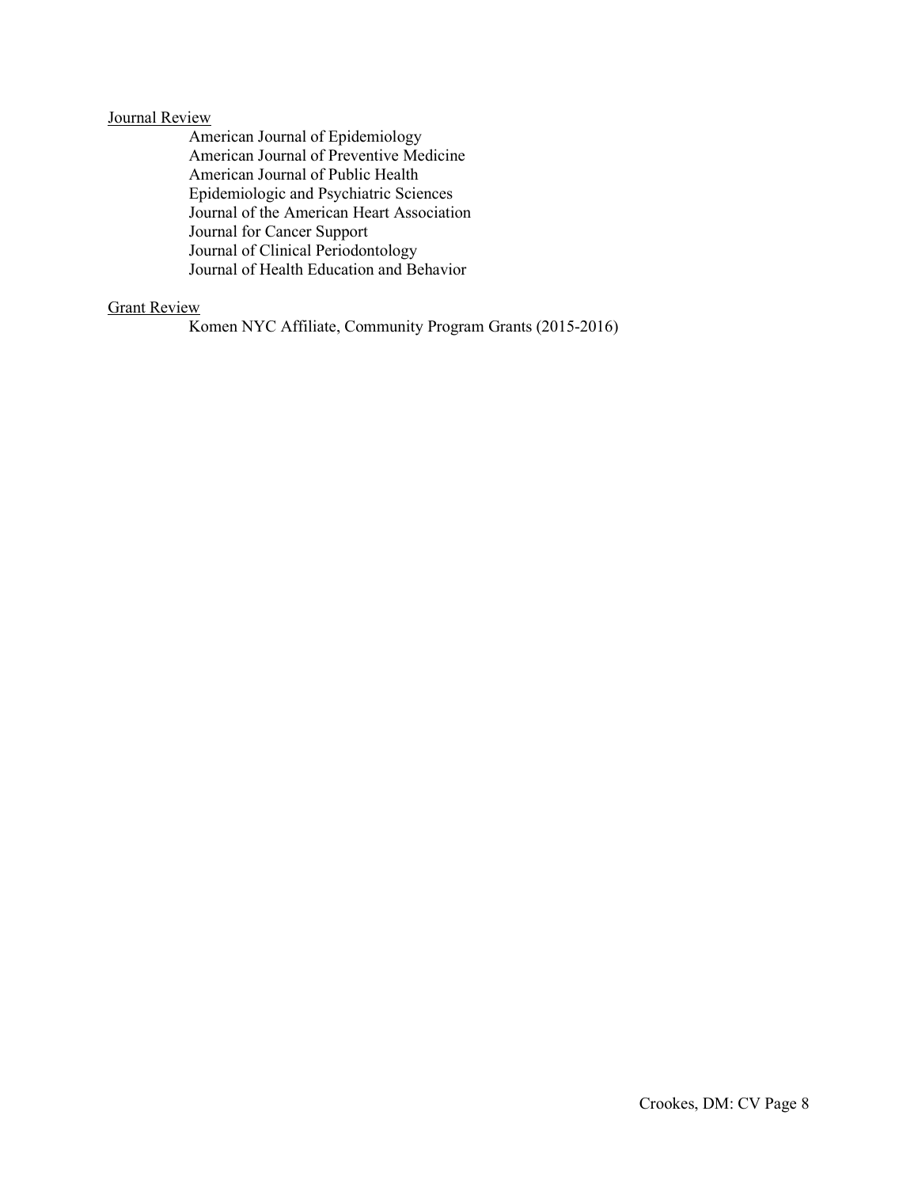Journal Review

American Journal of Epidemiology
American Journal of Preventive Medicine
American Journal of Public Health
Epidemiologic and Psychiatric Sciences
Journal of the American Heart Association
Journal for Cancer Support
Journal of Clinical Periodontology
Journal of Health Education and Behavior

Grant Review

Komen NYC Affiliate, Community Program Grants (2015-2016)